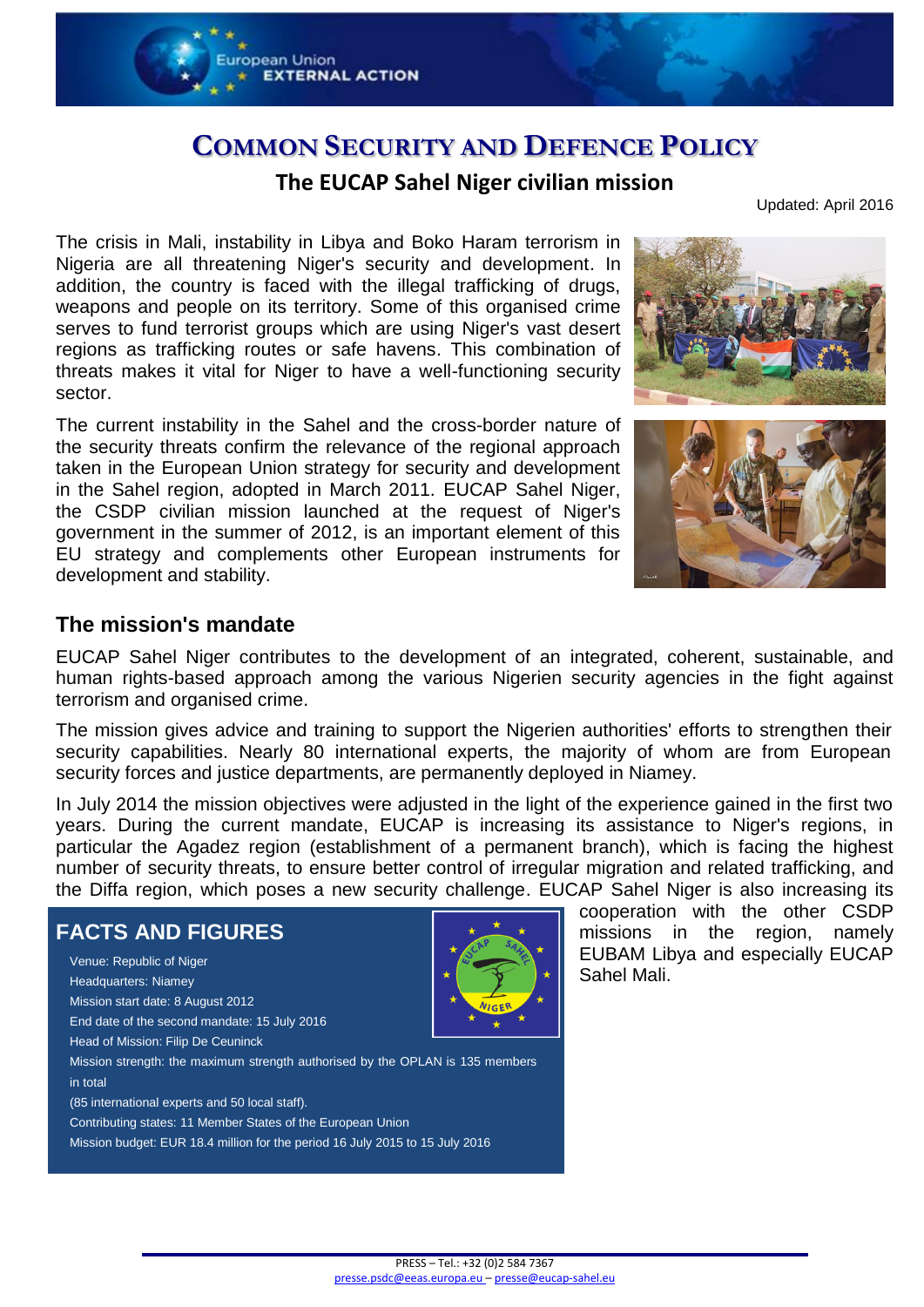# COMMON SECURITY AND DEFENCE POLICY

## The EUCAP Sahel Niger civilian mission

Updated: April 2016

The crisis in Mali, instability in Libya and Boko Haram terrorism in Nigeria are all threatening Niger's security and development. In addition, the country is faced with the illegal trafficking of drugs, weapons and people on its territory. Some of this organised crime serves to fund terrorist groups which are using Niger's vast desert regions as trafficking routes or safe havens. This combination of threats makes it vital for Niger to have a well-functioning security sector.

The current instability in the Sahel and the cross-border nature of the security threats confirm the relevance of the regional approach taken in the European Union strategy for security and development in the Sahel region, adopted in March 2011. EUCAP Sahel Niger, the CSDP civilian mission launched at the request of Niger's government in the summer of 2012, is an important element of this EU strategy and complements other European instruments for development and stability.

### The mission's mandate

EUCAP Sahel Niger contributes to the development of an integrated, coherent, sustainable, and human rights-based approach among the various Nigerien security agencies in the fight against terrorism and organised crime.

The mission gives advice and training to support the Nigerien authorities' efforts to strengthen their security capabilities. Nearly 80 international experts, the majority of whom are from European security forces and justice departments, are permanently deployed in Niamey.

In July 2014 the mission objectives were adjusted in the light of the experience gained in the first two years. During the current mandate, EUCAP is increasing its assistance to Niger's regions, in particular the Agadez region (establishment of a permanent branch), which is facing the highest number of security threats, to ensure better control of irregular migration and related trafficking, and the Diffa region, which poses a new security challenge. EUCAP Sahel Niger is also increasing its cooperation with the other CSDP missions in the region, namely EUBAM Libya and especially EUCAP Sahel Mali.

### FACTS AND FIGURES

Venue: Republic of Niger

Headquarters: Niamey

Mission start date: 8 August 2012

End date of the second mandate: 15 July 2016

Head of Mission: Filip De Ceuninck

Mission strength: the maximum strength authorised by the OPLAN is 135 members in total

(85 international experts and 50 local staff).

Contributing states: 11 Member States of the European Union

Mission budget: EUR 18.4 million for the period 16 July 2015 to 15 July 2016

PRESS – Tel.: +32 (0)2 584 7367
presse.psdc@eeas.europa.eu – presse@eucap-sahel.eu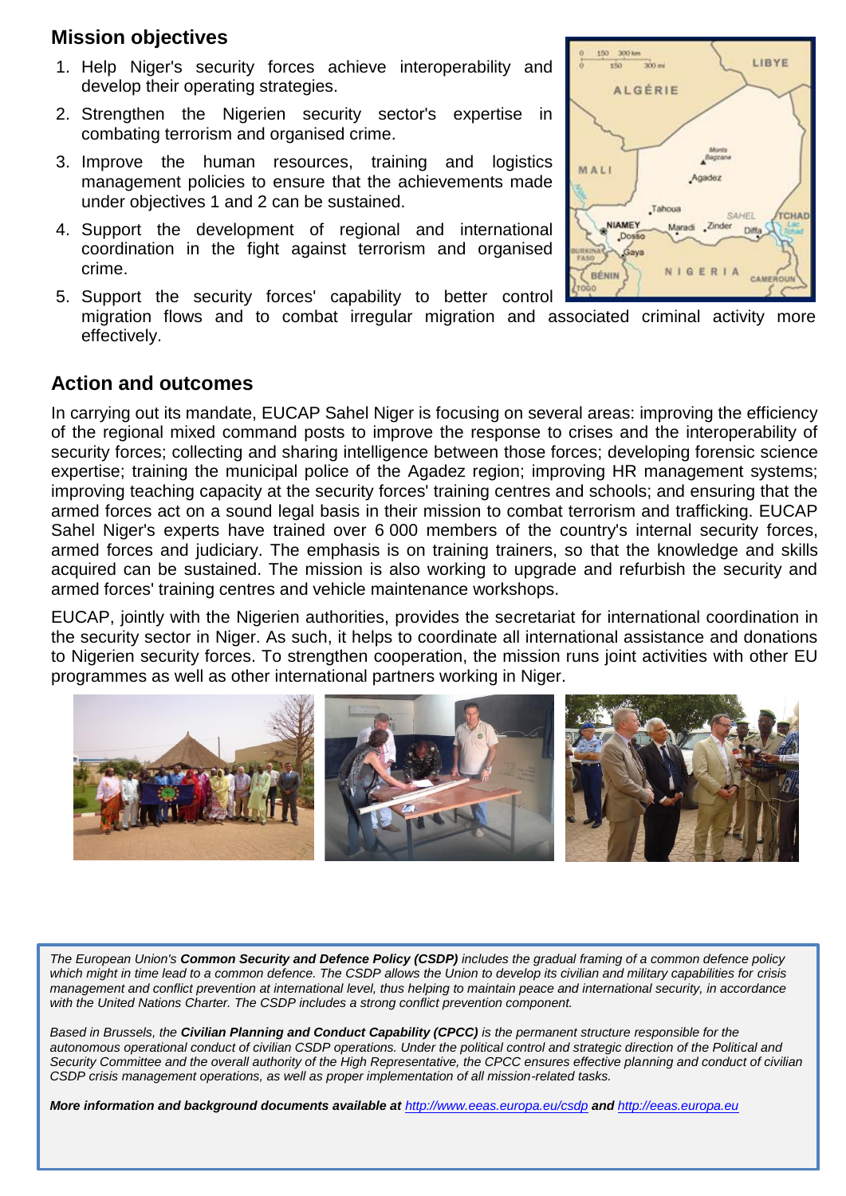## Mission objectives

1. Help Niger's security forces achieve interoperability and develop their operating strategies.
2. Strengthen the Nigerien security sector's expertise in combating terrorism and organised crime.
3. Improve the human resources, training and logistics management policies to ensure that the achievements made under objectives 1 and 2 can be sustained.
4. Support the development of regional and international coordination in the fight against terrorism and organised crime.
5. Support the security forces' capability to better control migration flows and to combat irregular migration and associated criminal activity more effectively.

## Action and outcomes

In carrying out its mandate, EUCAP Sahel Niger is focusing on several areas: improving the efficiency of the regional mixed command posts to improve the response to crises and the interoperability of security forces; collecting and sharing intelligence between those forces; developing forensic science expertise; training the municipal police of the Agadez region; improving HR management systems; improving teaching capacity at the security forces' training centres and schools; and ensuring that the armed forces act on a sound legal basis in their mission to combat terrorism and trafficking. EUCAP Sahel Niger's experts have trained over 6 000 members of the country's internal security forces, armed forces and judiciary. The emphasis is on training trainers, so that the knowledge and skills acquired can be sustained. The mission is also working to upgrade and refurbish the security and armed forces' training centres and vehicle maintenance workshops.

EUCAP, jointly with the Nigerien authorities, provides the secretariat for international coordination in the security sector in Niger. As such, it helps to coordinate all international assistance and donations to Nigerien security forces. To strengthen cooperation, the mission runs joint activities with other EU programmes as well as other international partners working in Niger.

*The European Union's **Common Security and Defence Policy (CSDP)** includes the gradual framing of a common defence policy which might in time lead to a common defence. The CSDP allows the Union to develop its civilian and military capabilities for crisis management and conflict prevention at international level, thus helping to maintain peace and international security, in accordance with the United Nations Charter. The CSDP includes a strong conflict prevention component.*

*Based in Brussels, the **Civilian Planning and Conduct Capability (CPCC)** is the permanent structure responsible for the autonomous operational conduct of civilian CSDP operations. Under the political control and strategic direction of the Political and Security Committee and the overall authority of the High Representative, the CPCC ensures effective planning and conduct of civilian CSDP crisis management operations, as well as proper implementation of all mission-related tasks.*

***More information and background documents available at [http://www.eeas.europa.eu/csdp](http://www.eeas.europa.eu/csdp) and [http://eeas.europa.eu](http://eeas.europa.eu)***